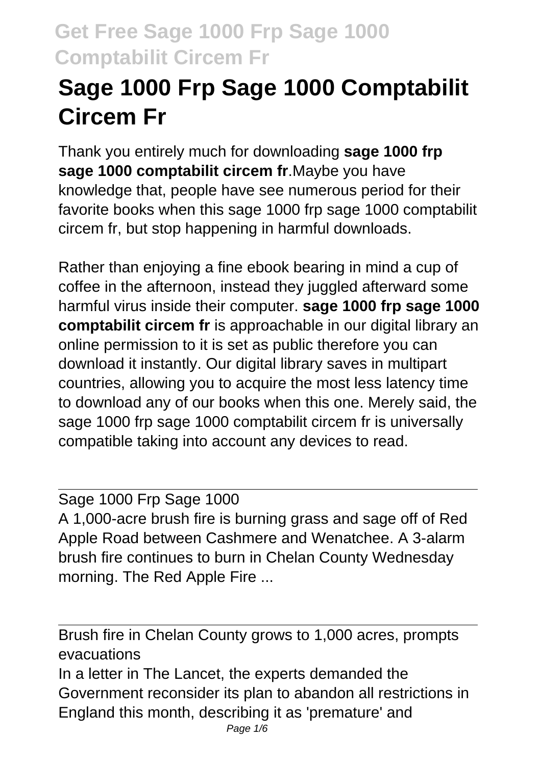// Running header "Get Free Sage 1000 Frp Sage 1000 Comptabilit Circem Fr" and footer "Page 1/6" omitted per rules.
# Sage 1000 Frp Sage 1000 Comptabilit Circem Fr

Thank you entirely much for downloading **sage 1000 frp sage 1000 comptabilit circem fr**.Maybe you have knowledge that, people have see numerous period for their favorite books when this sage 1000 frp sage 1000 comptabilit circem fr, but stop happening in harmful downloads.

Rather than enjoying a fine ebook bearing in mind a cup of coffee in the afternoon, instead they juggled afterward some harmful virus inside their computer. **sage 1000 frp sage 1000 comptabilit circem fr** is approachable in our digital library an online permission to it is set as public therefore you can download it instantly. Our digital library saves in multipart countries, allowing you to acquire the most less latency time to download any of our books when this one. Merely said, the sage 1000 frp sage 1000 comptabilit circem fr is universally compatible taking into account any devices to read.

Sage 1000 Frp Sage 1000

A 1,000-acre brush fire is burning grass and sage off of Red Apple Road between Cashmere and Wenatchee. A 3-alarm brush fire continues to burn in Chelan County Wednesday morning. The Red Apple Fire ...

Brush fire in Chelan County grows to 1,000 acres, prompts evacuations

In a letter in The Lancet, the experts demanded the Government reconsider its plan to abandon all restrictions in England this month, describing it as 'premature' and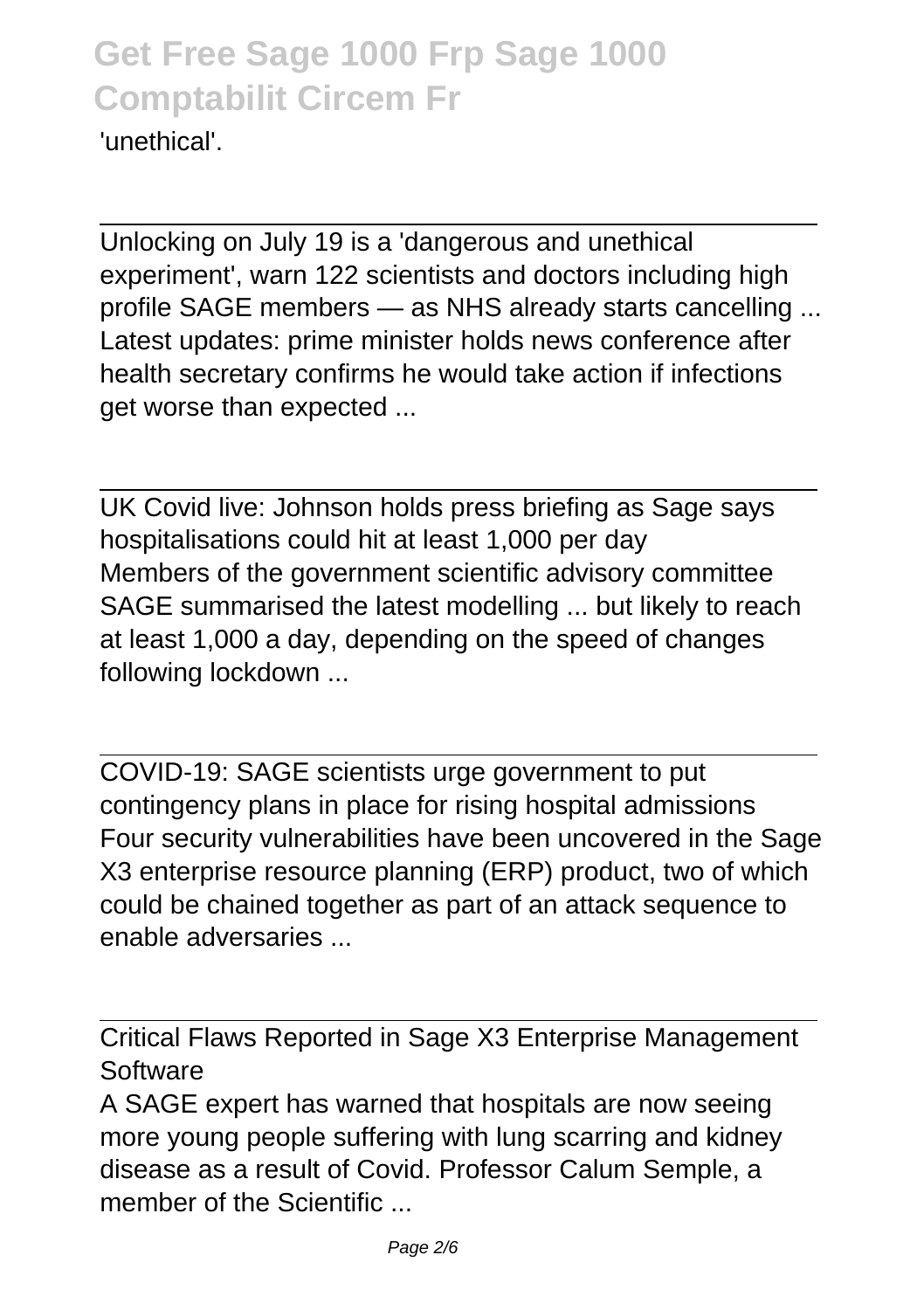'unethical'.

---

Unlocking on July 19 is a 'dangerous and unethical experiment', warn 122 scientists and doctors including high profile SAGE members — as NHS already starts cancelling ...
Latest updates: prime minister holds news conference after health secretary confirms he would take action if infections get worse than expected ...

---

UK Covid live: Johnson holds press briefing as Sage says hospitalisations could hit at least 1,000 per day
Members of the government scientific advisory committee SAGE summarised the latest modelling ... but likely to reach at least 1,000 a day, depending on the speed of changes following lockdown ...

---

COVID-19: SAGE scientists urge government to put contingency plans in place for rising hospital admissions
Four security vulnerabilities have been uncovered in the Sage X3 enterprise resource planning (ERP) product, two of which could be chained together as part of an attack sequence to enable adversaries ...

---

Critical Flaws Reported in Sage X3 Enterprise Management Software
A SAGE expert has warned that hospitals are now seeing more young people suffering with lung scarring and kidney disease as a result of Covid. Professor Calum Semple, a member of the Scientific ...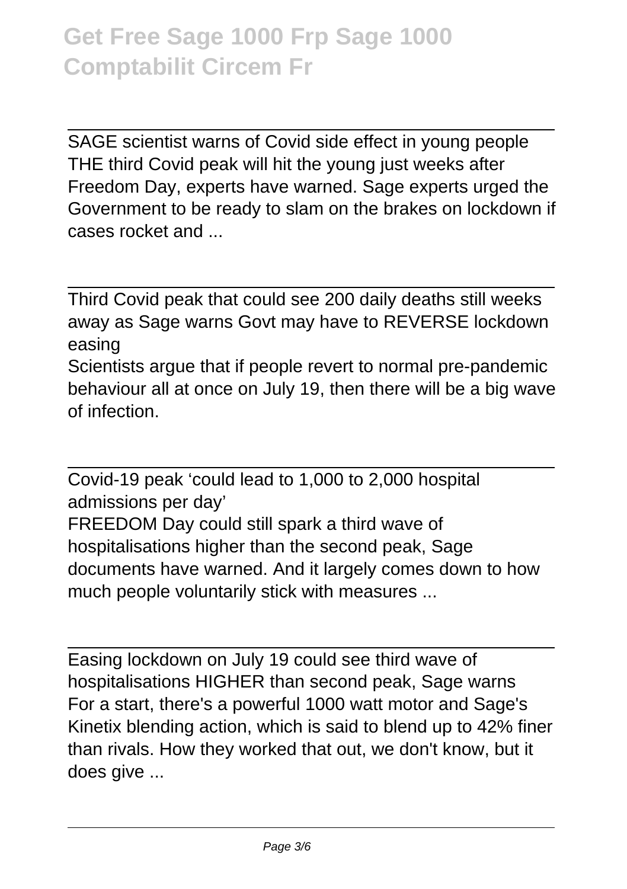SAGE scientist warns of Covid side effect in young people
THE third Covid peak will hit the young just weeks after Freedom Day, experts have warned. Sage experts urged the Government to be ready to slam on the brakes on lockdown if cases rocket and ...

Third Covid peak that could see 200 daily deaths still weeks away as Sage warns Govt may have to REVERSE lockdown easing
Scientists argue that if people revert to normal pre-pandemic behaviour all at once on July 19, then there will be a big wave of infection.

Covid-19 peak 'could lead to 1,000 to 2,000 hospital admissions per day'
FREEDOM Day could still spark a third wave of hospitalisations higher than the second peak, Sage documents have warned. And it largely comes down to how much people voluntarily stick with measures ...

Easing lockdown on July 19 could see third wave of hospitalisations HIGHER than second peak, Sage warns
For a start, there's a powerful 1000 watt motor and Sage's Kinetix blending action, which is said to blend up to 42% finer than rivals. How they worked that out, we don't know, but it does give ...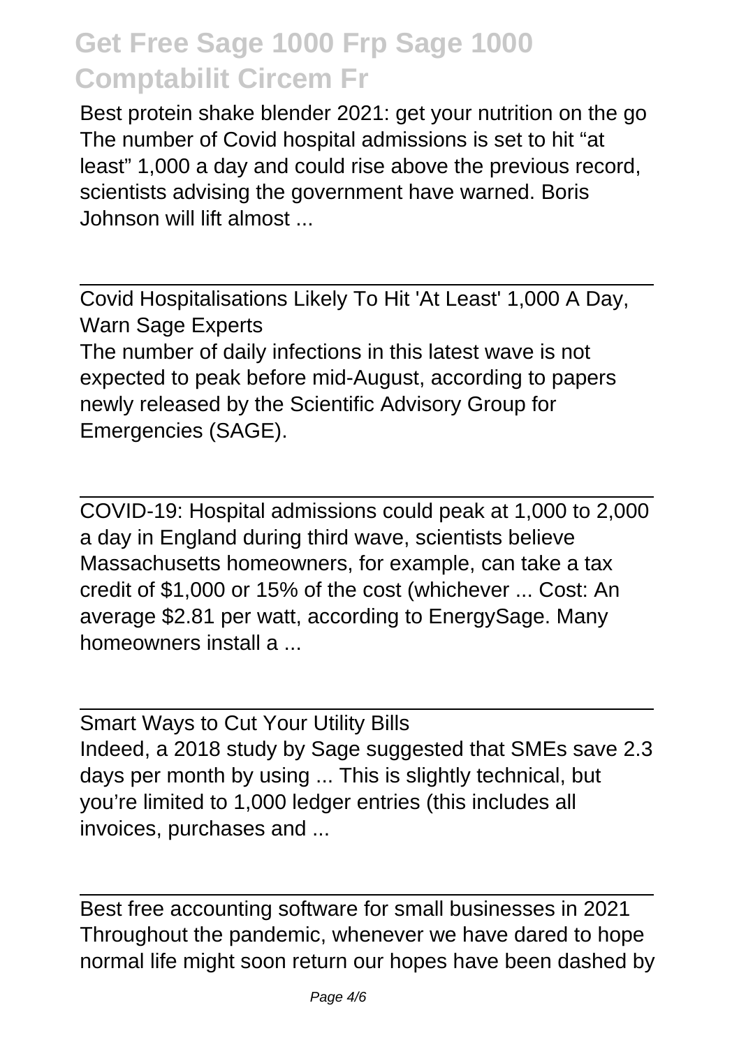Best protein shake blender 2021: get your nutrition on the go
The number of Covid hospital admissions is set to hit "at least" 1,000 a day and could rise above the previous record, scientists advising the government have warned. Boris Johnson will lift almost ...

Covid Hospitalisations Likely To Hit 'At Least' 1,000 A Day, Warn Sage Experts
The number of daily infections in this latest wave is not expected to peak before mid-August, according to papers newly released by the Scientific Advisory Group for Emergencies (SAGE).

COVID-19: Hospital admissions could peak at 1,000 to 2,000 a day in England during third wave, scientists believe
Massachusetts homeowners, for example, can take a tax credit of $1,000 or 15% of the cost (whichever ... Cost: An average $2.81 per watt, according to EnergySage. Many homeowners install a ...

Smart Ways to Cut Your Utility Bills
Indeed, a 2018 study by Sage suggested that SMEs save 2.3 days per month by using ... This is slightly technical, but you're limited to 1,000 ledger entries (this includes all invoices, purchases and ...

Best free accounting software for small businesses in 2021
Throughout the pandemic, whenever we have dared to hope normal life might soon return our hopes have been dashed by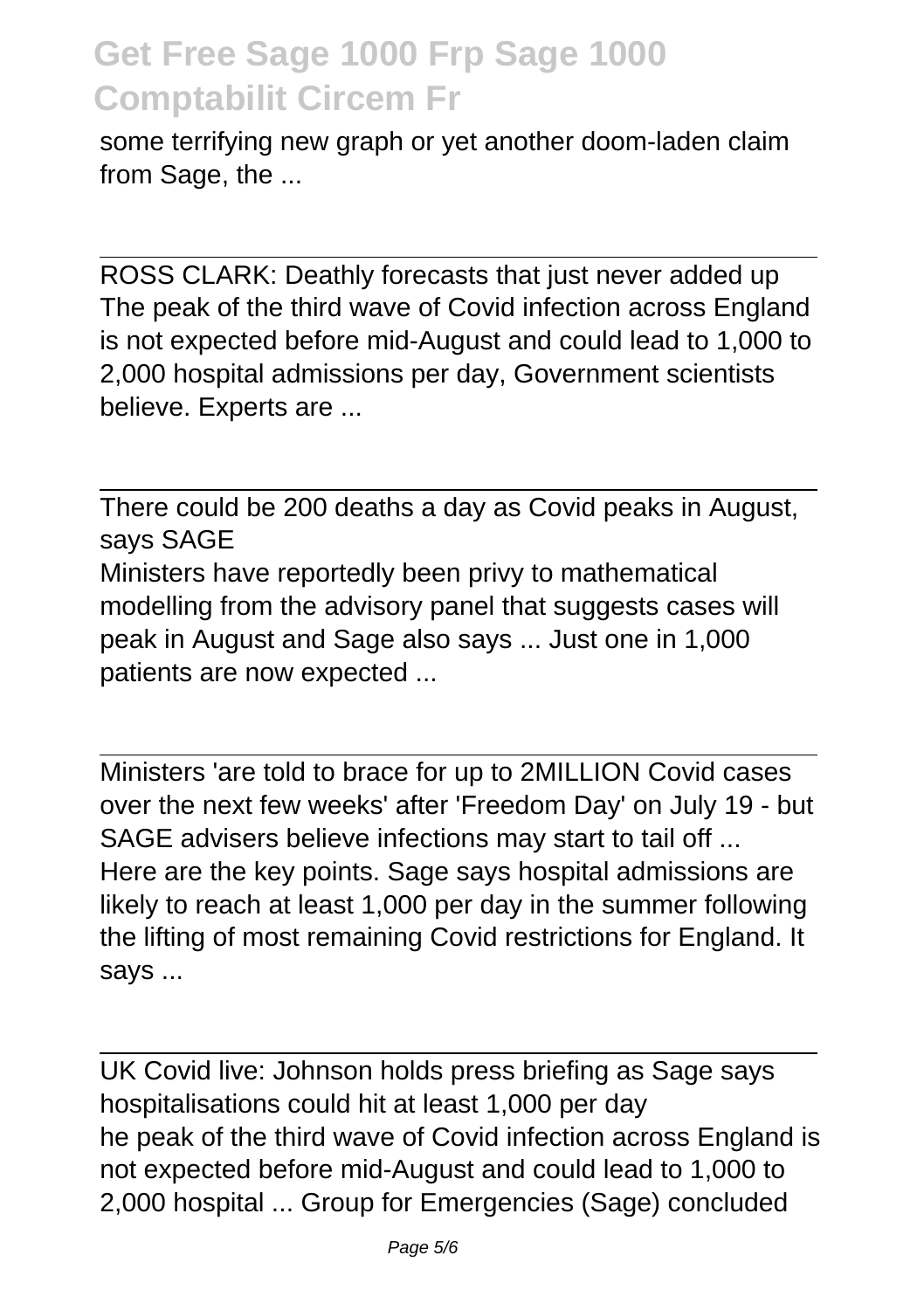some terrifying new graph or yet another doom-laden claim from Sage, the ...

---

ROSS CLARK: Deathly forecasts that just never added up
The peak of the third wave of Covid infection across England is not expected before mid-August and could lead to 1,000 to 2,000 hospital admissions per day, Government scientists believe. Experts are ...

---

There could be 200 deaths a day as Covid peaks in August, says SAGE
Ministers have reportedly been privy to mathematical modelling from the advisory panel that suggests cases will peak in August and Sage also says ... Just one in 1,000 patients are now expected ...

---

Ministers 'are told to brace for up to 2MILLION Covid cases over the next few weeks' after 'Freedom Day' on July 19 - but SAGE advisers believe infections may start to tail off ...
Here are the key points. Sage says hospital admissions are likely to reach at least 1,000 per day in the summer following the lifting of most remaining Covid restrictions for England. It says ...

---

UK Covid live: Johnson holds press briefing as Sage says hospitalisations could hit at least 1,000 per day
he peak of the third wave of Covid infection across England is not expected before mid-August and could lead to 1,000 to 2,000 hospital ... Group for Emergencies (Sage) concluded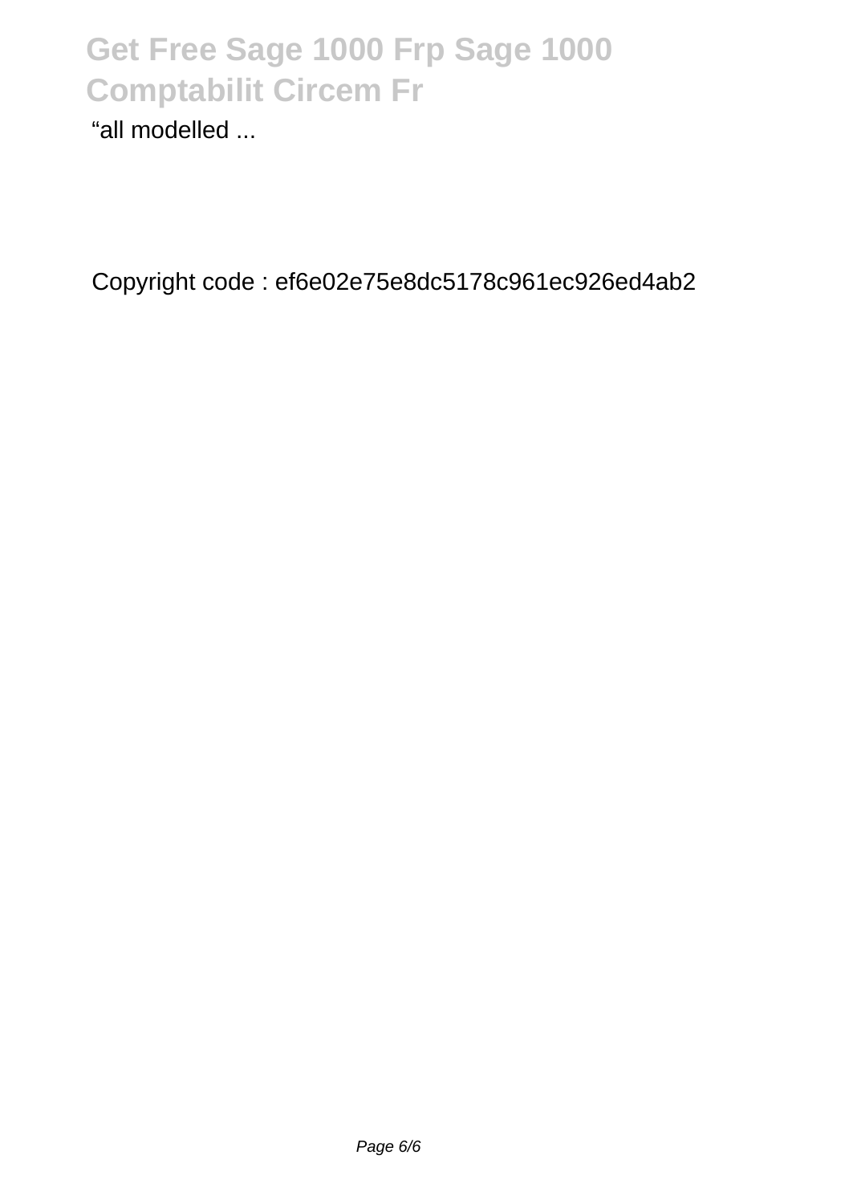“all modelled ...

Copyright code : ef6e02e75e8dc5178c961ec926ed4ab2